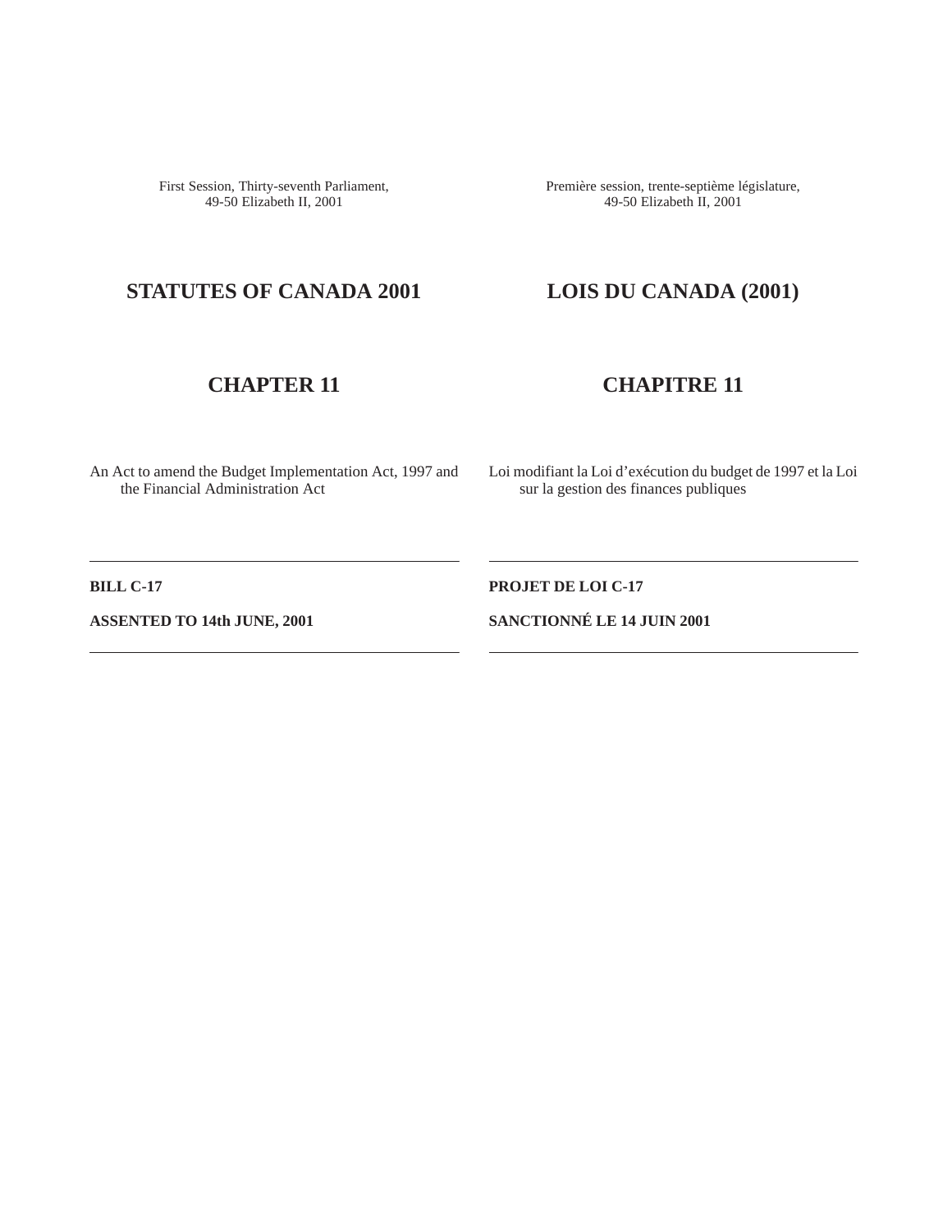First Session, Thirty-seventh Parliament,
49-50 Elizabeth II, 2001

# STATUTES OF CANADA 2001

## CHAPTER 11

An Act to amend the Budget Implementation Act, 1997 and the Financial Administration Act

---

**BILL C-17**

**ASSENTED TO 14th JUNE, 2001**

---

Première session, trente-septième législature,
49-50 Elizabeth II, 2001

# LOIS DU CANADA (2001)

## CHAPITRE 11

Loi modifiant la Loi d'exécution du budget de 1997 et la Loi sur la gestion des finances publiques

---

**PROJET DE LOI C-17**

**SANCTIONNÉ LE 14 JUIN 2001**

---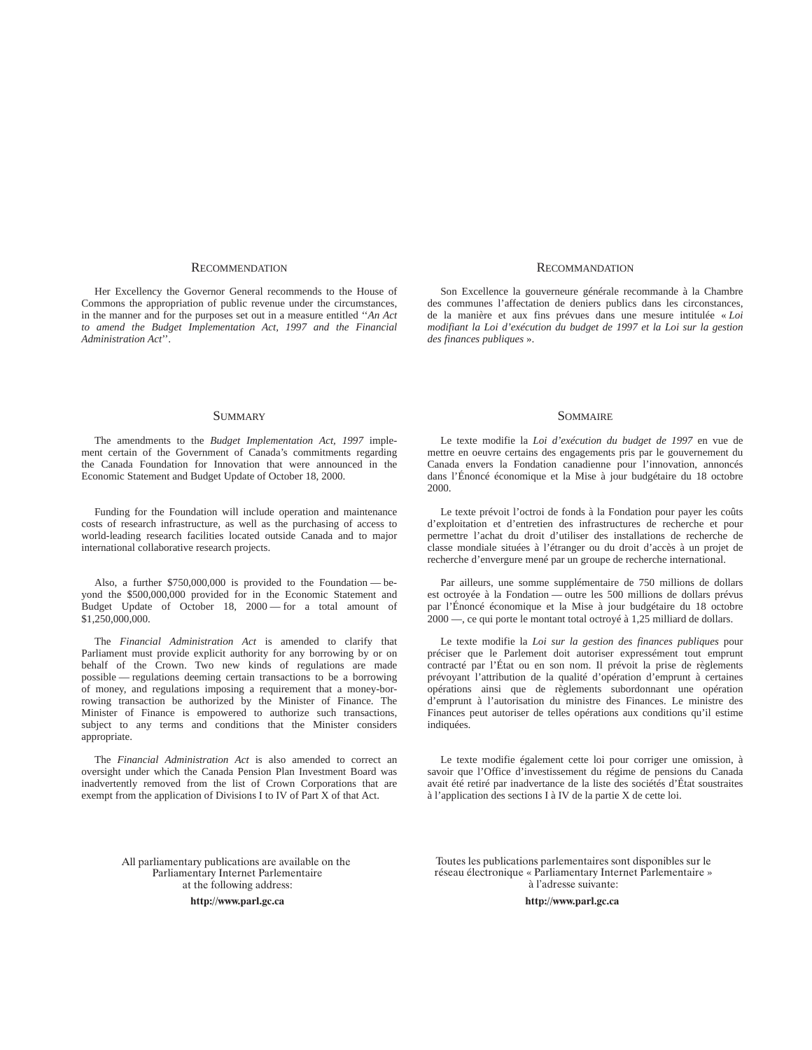## RECOMMENDATION

Her Excellency the Governor General recommends to the House of Commons the appropriation of public revenue under the circumstances, in the manner and for the purposes set out in a measure entitled ‘‘*An Act to amend the Budget Implementation Act, 1997 and the Financial Administration Act*’’.

## SUMMARY

The amendments to the *Budget Implementation Act, 1997* implement certain of the Government of Canada’s commitments regarding the Canada Foundation for Innovation that were announced in the Economic Statement and Budget Update of October 18, 2000.

Funding for the Foundation will include operation and maintenance costs of research infrastructure, as well as the purchasing of access to world-leading research facilities located outside Canada and to major international collaborative research projects.

Also, a further $750,000,000 is provided to the Foundation — beyond the $500,000,000 provided for in the Economic Statement and Budget Update of October 18, 2000 — for a total amount of $1,250,000,000.

The *Financial Administration Act* is amended to clarify that Parliament must provide explicit authority for any borrowing by or on behalf of the Crown. Two new kinds of regulations are made possible — regulations deeming certain transactions to be a borrowing of money, and regulations imposing a requirement that a money-borrowing transaction be authorized by the Minister of Finance. The Minister of Finance is empowered to authorize such transactions, subject to any terms and conditions that the Minister considers appropriate.

The *Financial Administration Act* is also amended to correct an oversight under which the Canada Pension Plan Investment Board was inadvertently removed from the list of Crown Corporations that are exempt from the application of Divisions I to IV of Part X of that Act.

All parliamentary publications are available on the Parliamentary Internet Parlementaire at the following address:

**http://www.parl.gc.ca**

## RECOMMANDATION

Son Excellence la gouverneure générale recommande à la Chambre des communes l’affectation de deniers publics dans les circonstances, de la manière et aux fins prévues dans une mesure intitulée « *Loi modifiant la Loi d’exécution du budget de 1997 et la Loi sur la gestion des finances publiques* ».

## SOMMAIRE

Le texte modifie la *Loi d’exécution du budget de 1997* en vue de mettre en oeuvre certains des engagements pris par le gouvernement du Canada envers la Fondation canadienne pour l’innovation, annoncés dans l’Énoncé économique et la Mise à jour budgétaire du 18 octobre 2000.

Le texte prévoit l’octroi de fonds à la Fondation pour payer les coûts d’exploitation et d’entretien des infrastructures de recherche et pour permettre l’achat du droit d’utiliser des installations de recherche de classe mondiale situées à l’étranger ou du droit d’accès à un projet de recherche d’envergure mené par un groupe de recherche international.

Par ailleurs, une somme supplémentaire de 750 millions de dollars est octroyée à la Fondation — outre les 500 millions de dollars prévus par l’Énoncé économique et la Mise à jour budgétaire du 18 octobre 2000 —, ce qui porte le montant total octroyé à 1,25 milliard de dollars.

Le texte modifie la *Loi sur la gestion des finances publiques* pour préciser que le Parlement doit autoriser expressément tout emprunt contracté par l’État ou en son nom. Il prévoit la prise de règlements prévoyant l’attribution de la qualité d’opération d’emprunt à certaines opérations ainsi que de règlements subordonnant une opération d’emprunt à l’autorisation du ministre des Finances. Le ministre des Finances peut autoriser de telles opérations aux conditions qu’il estime indiquées.

Le texte modifie également cette loi pour corriger une omission, à savoir que l’Office d’investissement du régime de pensions du Canada avait été retiré par inadvertance de la liste des sociétés d’État soustraites à l’application des sections I à IV de la partie X de cette loi.

Toutes les publications parlementaires sont disponibles sur le réseau électronique « Parliamentary Internet Parlementaire » à l’adresse suivante:

**http://www.parl.gc.ca**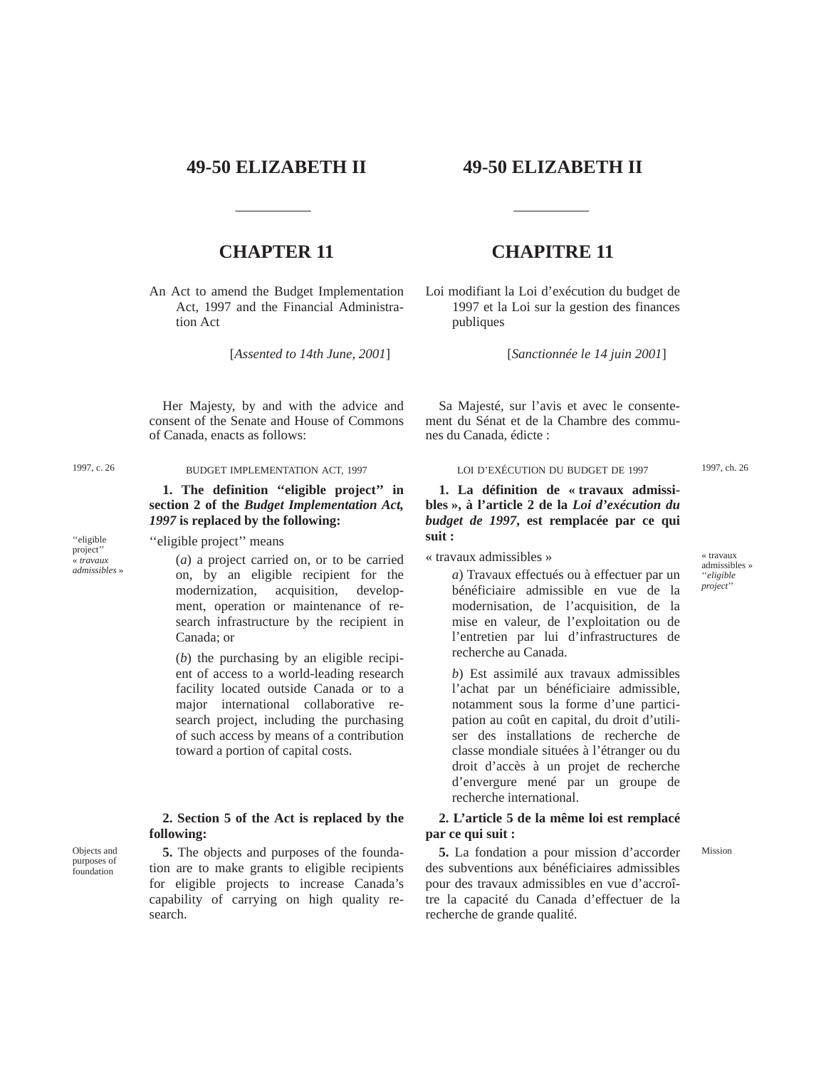# 49-50 ELIZABETH II

## CHAPTER 11

An Act to amend the Budget Implementation Act, 1997 and the Financial Administration Act

[*Assented to 14th June, 2001*]

Her Majesty, by and with the advice and consent of the Senate and House of Commons of Canada, enacts as follows:

### BUDGET IMPLEMENTATION ACT, 1997

1997, c. 26

**1. The definition ''eligible project'' in section 2 of the *Budget Implementation Act, 1997* is replaced by the following:**

''eligible project'' « *travaux admissibles* »

''eligible project'' means

(*a*) a project carried on, or to be carried on, by an eligible recipient for the modernization, acquisition, development, operation or maintenance of research infrastructure by the recipient in Canada; or

(*b*) the purchasing by an eligible recipient of access to a world-leading research facility located outside Canada or to a major international collaborative research project, including the purchasing of such access by means of a contribution toward a portion of capital costs.

**2. Section 5 of the Act is replaced by the following:**

Objects and purposes of foundation

**5.** The objects and purposes of the foundation are to make grants to eligible recipients for eligible projects to increase Canada's capability of carrying on high quality research.

---

# 49-50 ELIZABETH II

## CHAPITRE 11

Loi modifiant la Loi d'exécution du budget de 1997 et la Loi sur la gestion des finances publiques

[*Sanctionnée le 14 juin 2001*]

Sa Majesté, sur l'avis et avec le consentement du Sénat et de la Chambre des communes du Canada, édicte :

### LOI D'EXÉCUTION DU BUDGET DE 1997

1997, ch. 26

**1. La définition de « travaux admissibles », à l'article 2 de la *Loi d'exécution du budget de 1997*, est remplacée par ce qui suit :**

« travaux admissibles » *''eligible project''*

« travaux admissibles »

*a*) Travaux effectués ou à effectuer par un bénéficiaire admissible en vue de la modernisation, de l'acquisition, de la mise en valeur, de l'exploitation ou de l'entretien par lui d'infrastructures de recherche au Canada.

*b*) Est assimilé aux travaux admissibles l'achat par un bénéficiaire admissible, notamment sous la forme d'une participation au coût en capital, du droit d'utiliser des installations de recherche de classe mondiale situées à l'étranger ou du droit d'accès à un projet de recherche d'envergure mené par un groupe de recherche international.

**2. L'article 5 de la même loi est remplacé par ce qui suit :**

Mission

**5.** La fondation a pour mission d'accorder des subventions aux bénéficiaires admissibles pour des travaux admissibles en vue d'accroître la capacité du Canada d'effectuer de la recherche de grande qualité.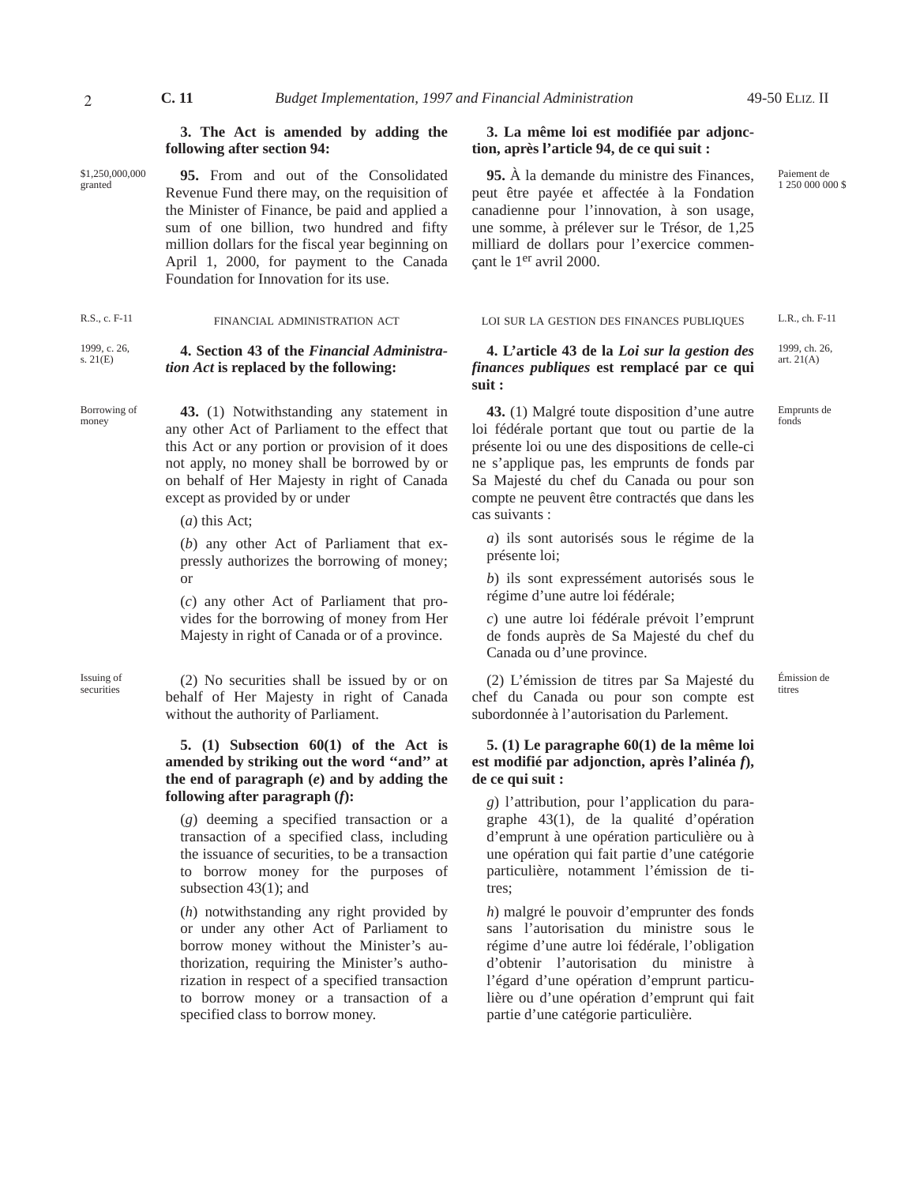**3. The Act is amended by adding the following after section 94:**

$1,250,000,000 granted

**95.** From and out of the Consolidated Revenue Fund there may, on the requisition of the Minister of Finance, be paid and applied a sum of one billion, two hundred and fifty million dollars for the fiscal year beginning on April 1, 2000, for payment to the Canada Foundation for Innovation for its use.

**3. La même loi est modifiée par adjonction, après l'article 94, de ce qui suit :**

Paiement de 1 250 000 000 $

**95.** À la demande du ministre des Finances, peut être payée et affectée à la Fondation canadienne pour l'innovation, à son usage, une somme, à prélever sur le Trésor, de 1,25 milliard de dollars pour l'exercice commençant le 1[er] avril 2000.

R.S., c. F-11

## FINANCIAL ADMINISTRATION ACT

L.R., ch. F-11

## LOI SUR LA GESTION DES FINANCES PUBLIQUES

1999, c. 26, s. 21(E)

**4. Section 43 of the *Financial Administration Act* is replaced by the following:**

Borrowing of money

**43.** (1) Notwithstanding any statement in any other Act of Parliament to the effect that this Act or any portion or provision of it does not apply, no money shall be borrowed by or on behalf of Her Majesty in right of Canada except as provided by or under

(*a*) this Act;

(*b*) any other Act of Parliament that expressly authorizes the borrowing of money; or

(*c*) any other Act of Parliament that provides for the borrowing of money from Her Majesty in right of Canada or of a province.

Issuing of securities

(2) No securities shall be issued by or on behalf of Her Majesty in right of Canada without the authority of Parliament.

**5. (1) Subsection 60(1) of the Act is amended by striking out the word "and" at the end of paragraph (*e*) and by adding the following after paragraph (*f*):**

(*g*) deeming a specified transaction or a transaction of a specified class, including the issuance of securities, to be a transaction to borrow money for the purposes of subsection 43(1); and

(*h*) notwithstanding any right provided by or under any other Act of Parliament to borrow money without the Minister's authorization, requiring the Minister's authorization in respect of a specified transaction to borrow money or a transaction of a specified class to borrow money.

1999, ch. 26, art. 21(A)

**4. L'article 43 de la *Loi sur la gestion des finances publiques* est remplacé par ce qui suit :**

Emprunts de fonds

**43.** (1) Malgré toute disposition d'une autre loi fédérale portant que tout ou partie de la présente loi ou une des dispositions de celle-ci ne s'applique pas, les emprunts de fonds par Sa Majesté du chef du Canada ou pour son compte ne peuvent être contractés que dans les cas suivants :

*a*) ils sont autorisés sous le régime de la présente loi;

*b*) ils sont expressément autorisés sous le régime d'une autre loi fédérale;

*c*) une autre loi fédérale prévoit l'emprunt de fonds auprès de Sa Majesté du chef du Canada ou d'une province.

Émission de titres

(2) L'émission de titres par Sa Majesté du chef du Canada ou pour son compte est subordonnée à l'autorisation du Parlement.

**5. (1) Le paragraphe 60(1) de la même loi est modifié par adjonction, après l'alinéa *f*), de ce qui suit :**

*g*) l'attribution, pour l'application du paragraphe 43(1), de la qualité d'opération d'emprunt à une opération particulière ou à une opération qui fait partie d'une catégorie particulière, notamment l'émission de titres;

*h*) malgré le pouvoir d'emprunter des fonds sans l'autorisation du ministre sous le régime d'une autre loi fédérale, l'obligation d'obtenir l'autorisation du ministre à l'égard d'une opération d'emprunt particulière ou d'une opération d'emprunt qui fait partie d'une catégorie particulière.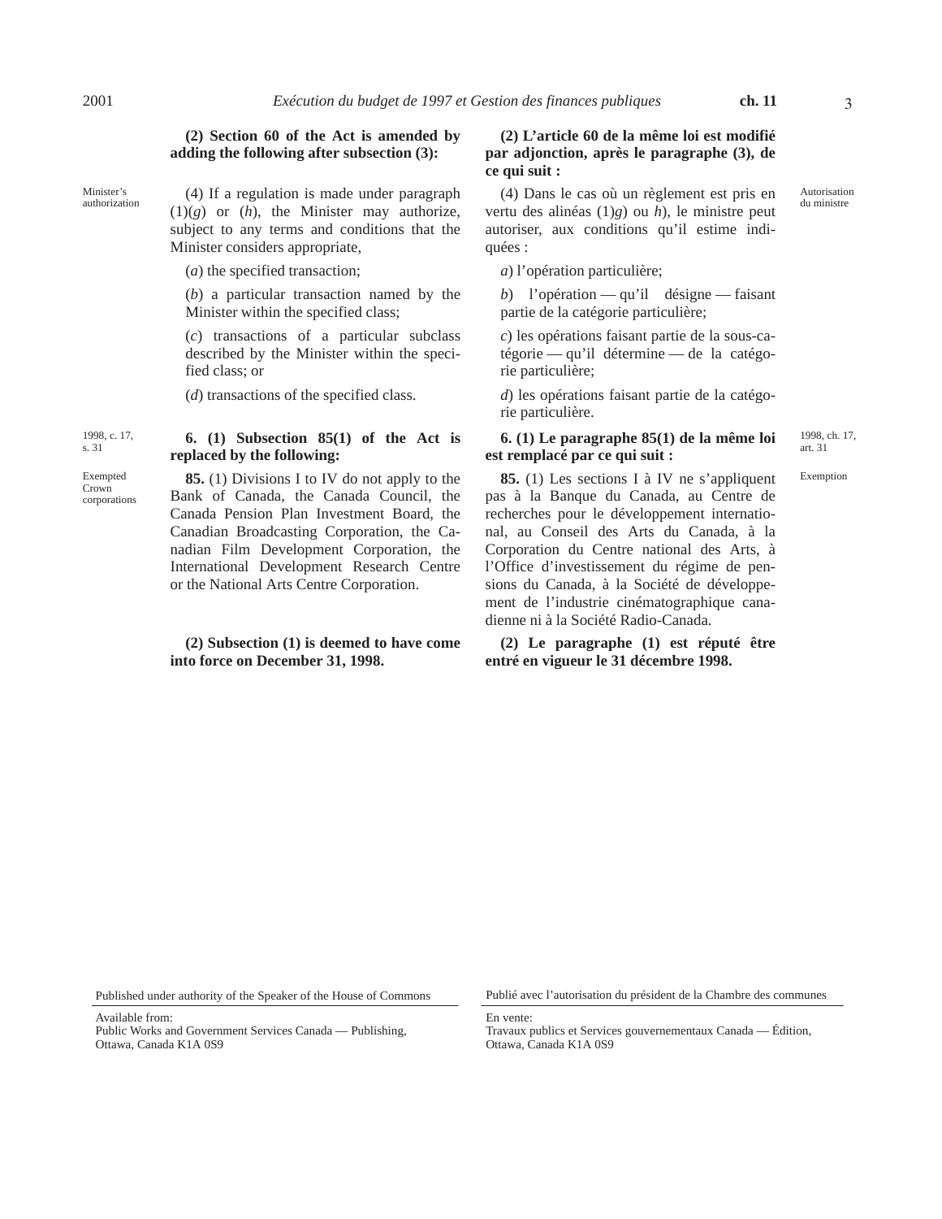**(2) Section 60 of the Act is amended by adding the following after subsection (3):**

Minister's authorization

(4) If a regulation is made under paragraph (1)(*g*) or (*h*), the Minister may authorize, subject to any terms and conditions that the Minister considers appropriate,

(*a*) the specified transaction;

(*b*) a particular transaction named by the Minister within the specified class;

(*c*) transactions of a particular subclass described by the Minister within the specified class; or

(*d*) transactions of the specified class.

1998, c. 17, s. 31

**6. (1) Subsection 85(1) of the Act is replaced by the following:**

Exempted Crown corporations

**85.** (1) Divisions I to IV do not apply to the Bank of Canada, the Canada Council, the Canada Pension Plan Investment Board, the Canadian Broadcasting Corporation, the Canadian Film Development Corporation, the International Development Research Centre or the National Arts Centre Corporation.

**(2) Subsection (1) is deemed to have come into force on December 31, 1998.**

**(2) L'article 60 de la même loi est modifié par adjonction, après le paragraphe (3), de ce qui suit :**

Autorisation du ministre

(4) Dans le cas où un règlement est pris en vertu des alinéas (1)*g*) ou *h*), le ministre peut autoriser, aux conditions qu'il estime indiquées :

*a*) l'opération particulière;

*b*) l'opération — qu'il désigne — faisant partie de la catégorie particulière;

*c*) les opérations faisant partie de la sous-catégorie — qu'il détermine — de la catégorie particulière;

*d*) les opérations faisant partie de la catégorie particulière.

1998, ch. 17, art. 31

**6. (1) Le paragraphe 85(1) de la même loi est remplacé par ce qui suit :**

Exemption

**85.** (1) Les sections I à IV ne s'appliquent pas à la Banque du Canada, au Centre de recherches pour le développement international, au Conseil des Arts du Canada, à la Corporation du Centre national des Arts, à l'Office d'investissement du régime de pensions du Canada, à la Société de développement de l'industrie cinématographique canadienne ni à la Société Radio-Canada.

**(2) Le paragraphe (1) est réputé être entré en vigueur le 31 décembre 1998.**

Published under authority of the Speaker of the House of Commons

Available from:
Public Works and Government Services Canada — Publishing, Ottawa, Canada K1A 0S9

Publié avec l'autorisation du président de la Chambre des communes

En vente:
Travaux publics et Services gouvernementaux Canada — Édition, Ottawa, Canada K1A 0S9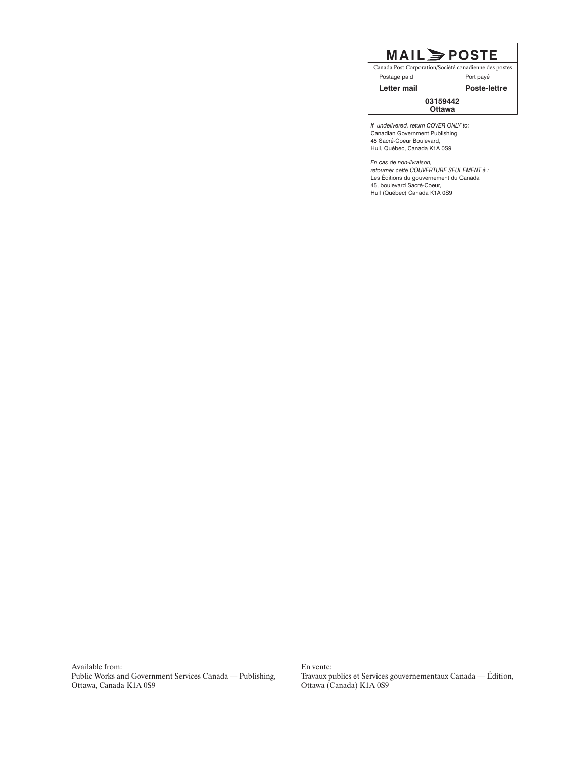**MAIL POSTE**

Canada Post Corporation/Société canadienne des postes

Postage paid | Port payé

**Letter mail** | **Poste-lettre**

**03159442**
**Ottawa**

*If undelivered, return COVER ONLY to:*
Canadian Government Publishing
45 Sacré-Coeur Boulevard,
Hull, Québec, Canada K1A 0S9

*En cas de non-livraison,*
*retourner cette COUVERTURE SEULEMENT à :*
Les Éditions du gouvernement du Canada
45, boulevard Sacré-Coeur,
Hull (Québec) Canada K1A 0S9

Available from:
Public Works and Government Services Canada — Publishing,
Ottawa, Canada K1A 0S9

En vente:
Travaux publics et Services gouvernementaux Canada — Édition,
Ottawa (Canada) K1A 0S9